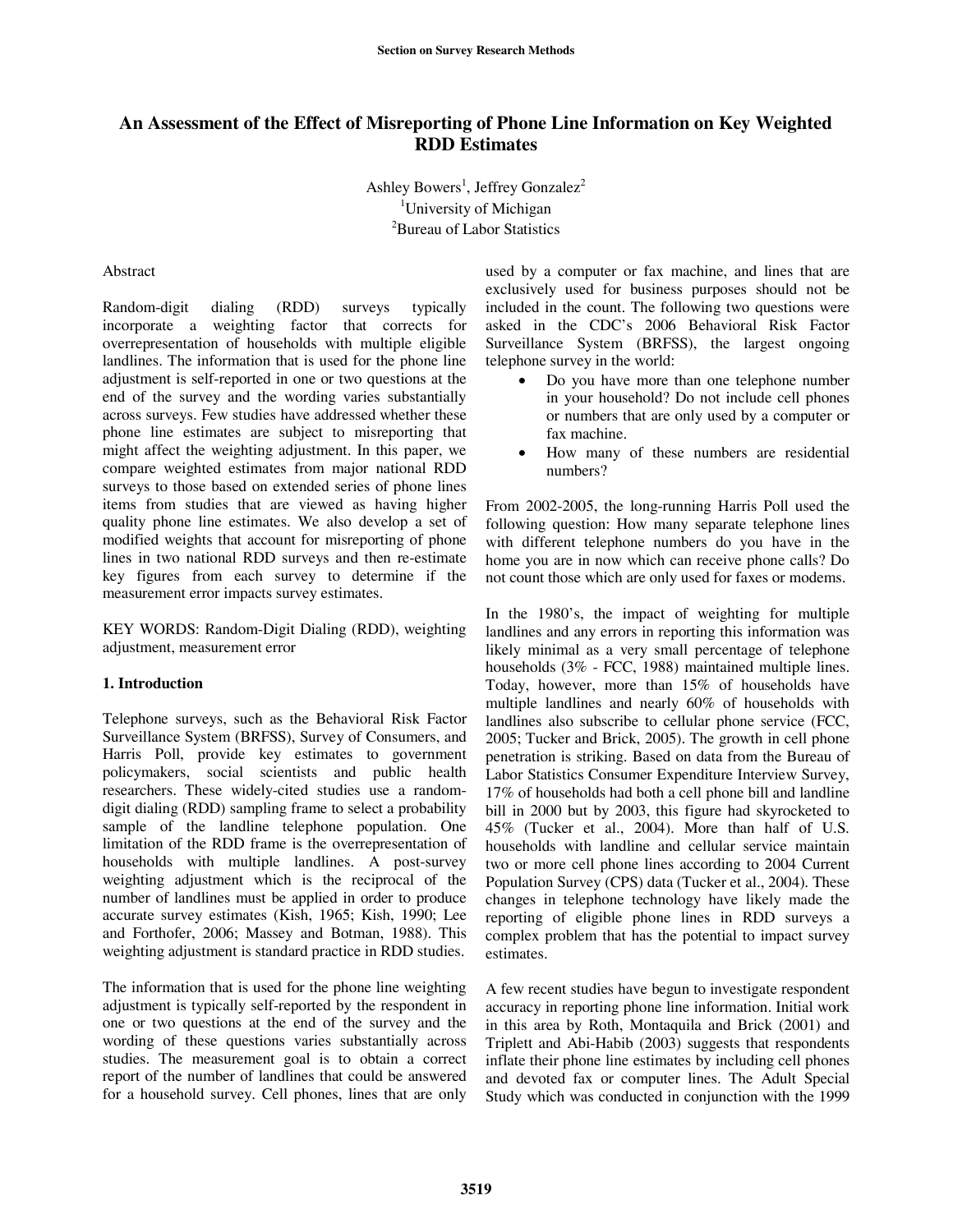# An Assessment of the Effect of Misreporting of Phone Line Information on Key Weighted RDD Estimates

Ashley Bowers[1], Jeffrey Gonzalez[2]

[1]University of Michigan

[2]Bureau of Labor Statistics

## Abstract

Random-digit dialing (RDD) surveys typically incorporate a weighting factor that corrects for overrepresentation of households with multiple eligible landlines. The information that is used for the phone line adjustment is self-reported in one or two questions at the end of the survey and the wording varies substantially across surveys. Few studies have addressed whether these phone line estimates are subject to misreporting that might affect the weighting adjustment. In this paper, we compare weighted estimates from major national RDD surveys to those based on extended series of phone lines items from studies that are viewed as having higher quality phone line estimates. We also develop a set of modified weights that account for misreporting of phone lines in two national RDD surveys and then re-estimate key figures from each survey to determine if the measurement error impacts survey estimates.

KEY WORDS: Random-Digit Dialing (RDD), weighting adjustment, measurement error

## 1. Introduction

Telephone surveys, such as the Behavioral Risk Factor Surveillance System (BRFSS), Survey of Consumers, and Harris Poll, provide key estimates to government policymakers, social scientists and public health researchers. These widely-cited studies use a random-digit dialing (RDD) sampling frame to select a probability sample of the landline telephone population. One limitation of the RDD frame is the overrepresentation of households with multiple landlines. A post-survey weighting adjustment which is the reciprocal of the number of landlines must be applied in order to produce accurate survey estimates (Kish, 1965; Kish, 1990; Lee and Forthofer, 2006; Massey and Botman, 1988). This weighting adjustment is standard practice in RDD studies.

The information that is used for the phone line weighting adjustment is typically self-reported by the respondent in one or two questions at the end of the survey and the wording of these questions varies substantially across studies. The measurement goal is to obtain a correct report of the number of landlines that could be answered for a household survey. Cell phones, lines that are only used by a computer or fax machine, and lines that are exclusively used for business purposes should not be included in the count. The following two questions were asked in the CDC's 2006 Behavioral Risk Factor Surveillance System (BRFSS), the largest ongoing telephone survey in the world:

- Do you have more than one telephone number in your household? Do not include cell phones or numbers that are only used by a computer or fax machine.
- How many of these numbers are residential numbers?

From 2002-2005, the long-running Harris Poll used the following question: How many separate telephone lines with different telephone numbers do you have in the home you are in now which can receive phone calls? Do not count those which are only used for faxes or modems.

In the 1980's, the impact of weighting for multiple landlines and any errors in reporting this information was likely minimal as a very small percentage of telephone households (3% - FCC, 1988) maintained multiple lines. Today, however, more than 15% of households have multiple landlines and nearly 60% of households with landlines also subscribe to cellular phone service (FCC, 2005; Tucker and Brick, 2005). The growth in cell phone penetration is striking. Based on data from the Bureau of Labor Statistics Consumer Expenditure Interview Survey, 17% of households had both a cell phone bill and landline bill in 2000 but by 2003, this figure had skyrocketed to 45% (Tucker et al., 2004). More than half of U.S. households with landline and cellular service maintain two or more cell phone lines according to 2004 Current Population Survey (CPS) data (Tucker et al., 2004). These changes in telephone technology have likely made the reporting of eligible phone lines in RDD surveys a complex problem that has the potential to impact survey estimates.

A few recent studies have begun to investigate respondent accuracy in reporting phone line information. Initial work in this area by Roth, Montaquila and Brick (2001) and Triplett and Abi-Habib (2003) suggests that respondents inflate their phone line estimates by including cell phones and devoted fax or computer lines. The Adult Special Study which was conducted in conjunction with the 1999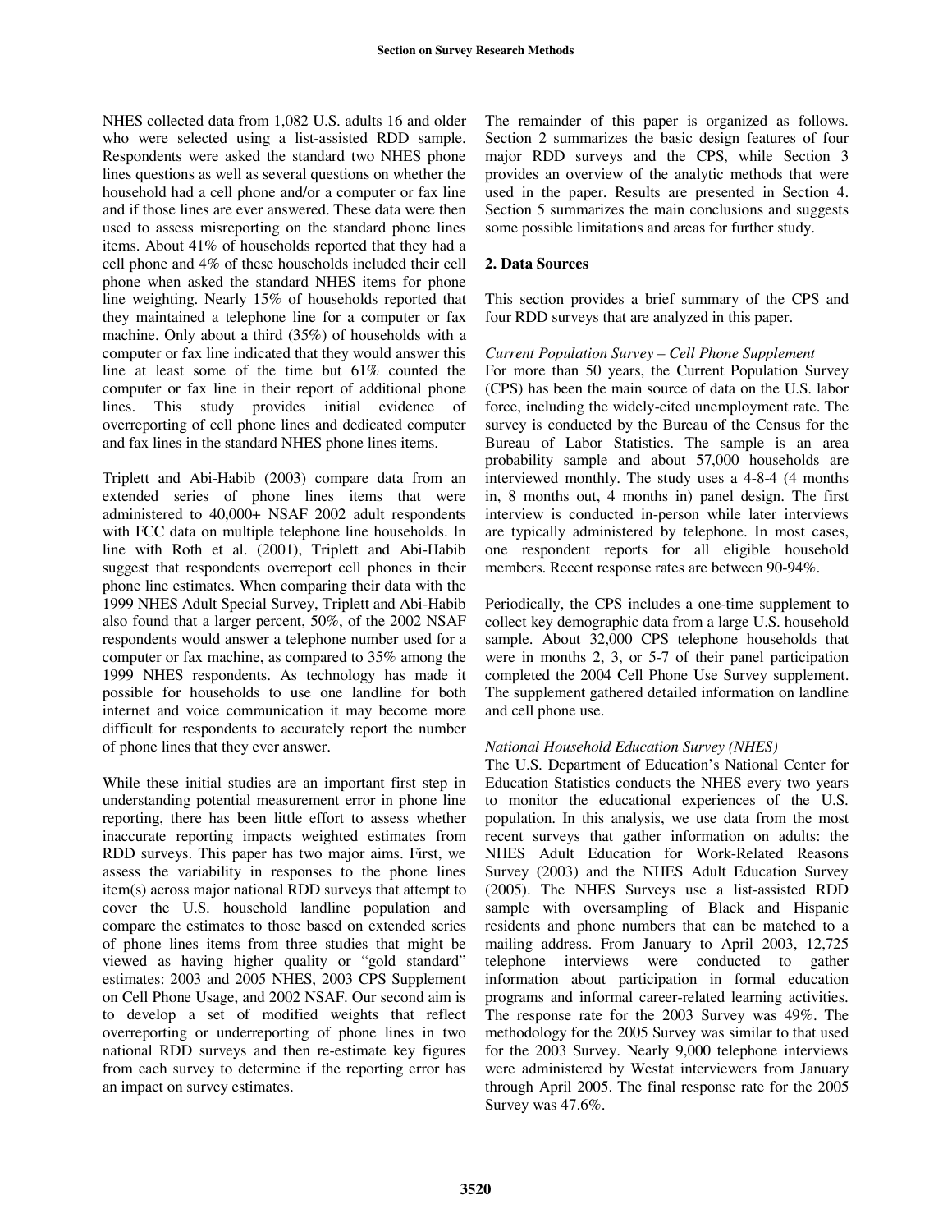NHES collected data from 1,082 U.S. adults 16 and older who were selected using a list-assisted RDD sample. Respondents were asked the standard two NHES phone lines questions as well as several questions on whether the household had a cell phone and/or a computer or fax line and if those lines are ever answered. These data were then used to assess misreporting on the standard phone lines items. About 41% of households reported that they had a cell phone and 4% of these households included their cell phone when asked the standard NHES items for phone line weighting. Nearly 15% of households reported that they maintained a telephone line for a computer or fax machine. Only about a third (35%) of households with a computer or fax line indicated that they would answer this line at least some of the time but 61% counted the computer or fax line in their report of additional phone lines. This study provides initial evidence of overreporting of cell phone lines and dedicated computer and fax lines in the standard NHES phone lines items.

Triplett and Abi-Habib (2003) compare data from an extended series of phone lines items that were administered to 40,000+ NSAF 2002 adult respondents with FCC data on multiple telephone line households. In line with Roth et al. (2001), Triplett and Abi-Habib suggest that respondents overreport cell phones in their phone line estimates. When comparing their data with the 1999 NHES Adult Special Survey, Triplett and Abi-Habib also found that a larger percent, 50%, of the 2002 NSAF respondents would answer a telephone number used for a computer or fax machine, as compared to 35% among the 1999 NHES respondents. As technology has made it possible for households to use one landline for both internet and voice communication it may become more difficult for respondents to accurately report the number of phone lines that they ever answer.

While these initial studies are an important first step in understanding potential measurement error in phone line reporting, there has been little effort to assess whether inaccurate reporting impacts weighted estimates from RDD surveys. This paper has two major aims. First, we assess the variability in responses to the phone lines item(s) across major national RDD surveys that attempt to cover the U.S. household landline population and compare the estimates to those based on extended series of phone lines items from three studies that might be viewed as having higher quality or "gold standard" estimates: 2003 and 2005 NHES, 2003 CPS Supplement on Cell Phone Usage, and 2002 NSAF. Our second aim is to develop a set of modified weights that reflect overreporting or underreporting of phone lines in two national RDD surveys and then re-estimate key figures from each survey to determine if the reporting error has an impact on survey estimates.

The remainder of this paper is organized as follows. Section 2 summarizes the basic design features of four major RDD surveys and the CPS, while Section 3 provides an overview of the analytic methods that were used in the paper. Results are presented in Section 4. Section 5 summarizes the main conclusions and suggests some possible limitations and areas for further study.

## 2. Data Sources

This section provides a brief summary of the CPS and four RDD surveys that are analyzed in this paper.

*Current Population Survey – Cell Phone Supplement*

For more than 50 years, the Current Population Survey (CPS) has been the main source of data on the U.S. labor force, including the widely-cited unemployment rate. The survey is conducted by the Bureau of the Census for the Bureau of Labor Statistics. The sample is an area probability sample and about 57,000 households are interviewed monthly. The study uses a 4-8-4 (4 months in, 8 months out, 4 months in) panel design. The first interview is conducted in-person while later interviews are typically administered by telephone. In most cases, one respondent reports for all eligible household members. Recent response rates are between 90-94%.

Periodically, the CPS includes a one-time supplement to collect key demographic data from a large U.S. household sample. About 32,000 CPS telephone households that were in months 2, 3, or 5-7 of their panel participation completed the 2004 Cell Phone Use Survey supplement. The supplement gathered detailed information on landline and cell phone use.

*National Household Education Survey (NHES)*

The U.S. Department of Education's National Center for Education Statistics conducts the NHES every two years to monitor the educational experiences of the U.S. population. In this analysis, we use data from the most recent surveys that gather information on adults: the NHES Adult Education for Work-Related Reasons Survey (2003) and the NHES Adult Education Survey (2005). The NHES Surveys use a list-assisted RDD sample with oversampling of Black and Hispanic residents and phone numbers that can be matched to a mailing address. From January to April 2003, 12,725 telephone interviews were conducted to gather information about participation in formal education programs and informal career-related learning activities. The response rate for the 2003 Survey was 49%. The methodology for the 2005 Survey was similar to that used for the 2003 Survey. Nearly 9,000 telephone interviews were administered by Westat interviewers from January through April 2005. The final response rate for the 2005 Survey was 47.6%.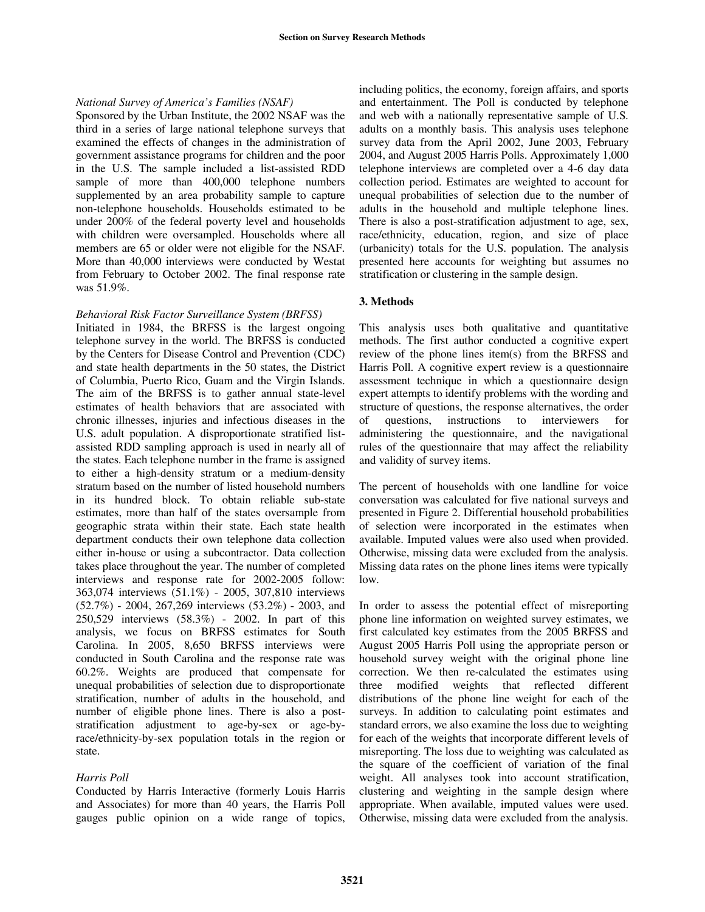*National Survey of America's Families (NSAF)*

Sponsored by the Urban Institute, the 2002 NSAF was the third in a series of large national telephone surveys that examined the effects of changes in the administration of government assistance programs for children and the poor in the U.S. The sample included a list-assisted RDD sample of more than 400,000 telephone numbers supplemented by an area probability sample to capture non-telephone households. Households estimated to be under 200% of the federal poverty level and households with children were oversampled. Households where all members are 65 or older were not eligible for the NSAF. More than 40,000 interviews were conducted by Westat from February to October 2002. The final response rate was 51.9%.

*Behavioral Risk Factor Surveillance System (BRFSS)*

Initiated in 1984, the BRFSS is the largest ongoing telephone survey in the world. The BRFSS is conducted by the Centers for Disease Control and Prevention (CDC) and state health departments in the 50 states, the District of Columbia, Puerto Rico, Guam and the Virgin Islands. The aim of the BRFSS is to gather annual state-level estimates of health behaviors that are associated with chronic illnesses, injuries and infectious diseases in the U.S. adult population. A disproportionate stratified list-assisted RDD sampling approach is used in nearly all of the states. Each telephone number in the frame is assigned to either a high-density stratum or a medium-density stratum based on the number of listed household numbers in its hundred block. To obtain reliable sub-state estimates, more than half of the states oversample from geographic strata within their state. Each state health department conducts their own telephone data collection either in-house or using a subcontractor. Data collection takes place throughout the year. The number of completed interviews and response rate for 2002-2005 follow: 363,074 interviews (51.1%) - 2005, 307,810 interviews (52.7%) - 2004, 267,269 interviews (53.2%) - 2003, and 250,529 interviews (58.3%) - 2002. In part of this analysis, we focus on BRFSS estimates for South Carolina. In 2005, 8,650 BRFSS interviews were conducted in South Carolina and the response rate was 60.2%. Weights are produced that compensate for unequal probabilities of selection due to disproportionate stratification, number of adults in the household, and number of eligible phone lines. There is also a post-stratification adjustment to age-by-sex or age-by-race/ethnicity-by-sex population totals in the region or state.

*Harris Poll*

Conducted by Harris Interactive (formerly Louis Harris and Associates) for more than 40 years, the Harris Poll gauges public opinion on a wide range of topics, including politics, the economy, foreign affairs, and sports and entertainment. The Poll is conducted by telephone and web with a nationally representative sample of U.S. adults on a monthly basis. This analysis uses telephone survey data from the April 2002, June 2003, February 2004, and August 2005 Harris Polls. Approximately 1,000 telephone interviews are completed over a 4-6 day data collection period. Estimates are weighted to account for unequal probabilities of selection due to the number of adults in the household and multiple telephone lines. There is also a post-stratification adjustment to age, sex, race/ethnicity, education, region, and size of place (urbanicity) totals for the U.S. population. The analysis presented here accounts for weighting but assumes no stratification or clustering in the sample design.

## 3. Methods

This analysis uses both qualitative and quantitative methods. The first author conducted a cognitive expert review of the phone lines item(s) from the BRFSS and Harris Poll. A cognitive expert review is a questionnaire assessment technique in which a questionnaire design expert attempts to identify problems with the wording and structure of questions, the response alternatives, the order of questions, instructions to interviewers for administering the questionnaire, and the navigational rules of the questionnaire that may affect the reliability and validity of survey items.

The percent of households with one landline for voice conversation was calculated for five national surveys and presented in Figure 2. Differential household probabilities of selection were incorporated in the estimates when available. Imputed values were also used when provided. Otherwise, missing data were excluded from the analysis. Missing data rates on the phone lines items were typically low.

In order to assess the potential effect of misreporting phone line information on weighted survey estimates, we first calculated key estimates from the 2005 BRFSS and August 2005 Harris Poll using the appropriate person or household survey weight with the original phone line correction. We then re-calculated the estimates using three modified weights that reflected different distributions of the phone line weight for each of the surveys. In addition to calculating point estimates and standard errors, we also examine the loss due to weighting for each of the weights that incorporate different levels of misreporting. The loss due to weighting was calculated as the square of the coefficient of variation of the final weight. All analyses took into account stratification, clustering and weighting in the sample design where appropriate. When available, imputed values were used. Otherwise, missing data were excluded from the analysis.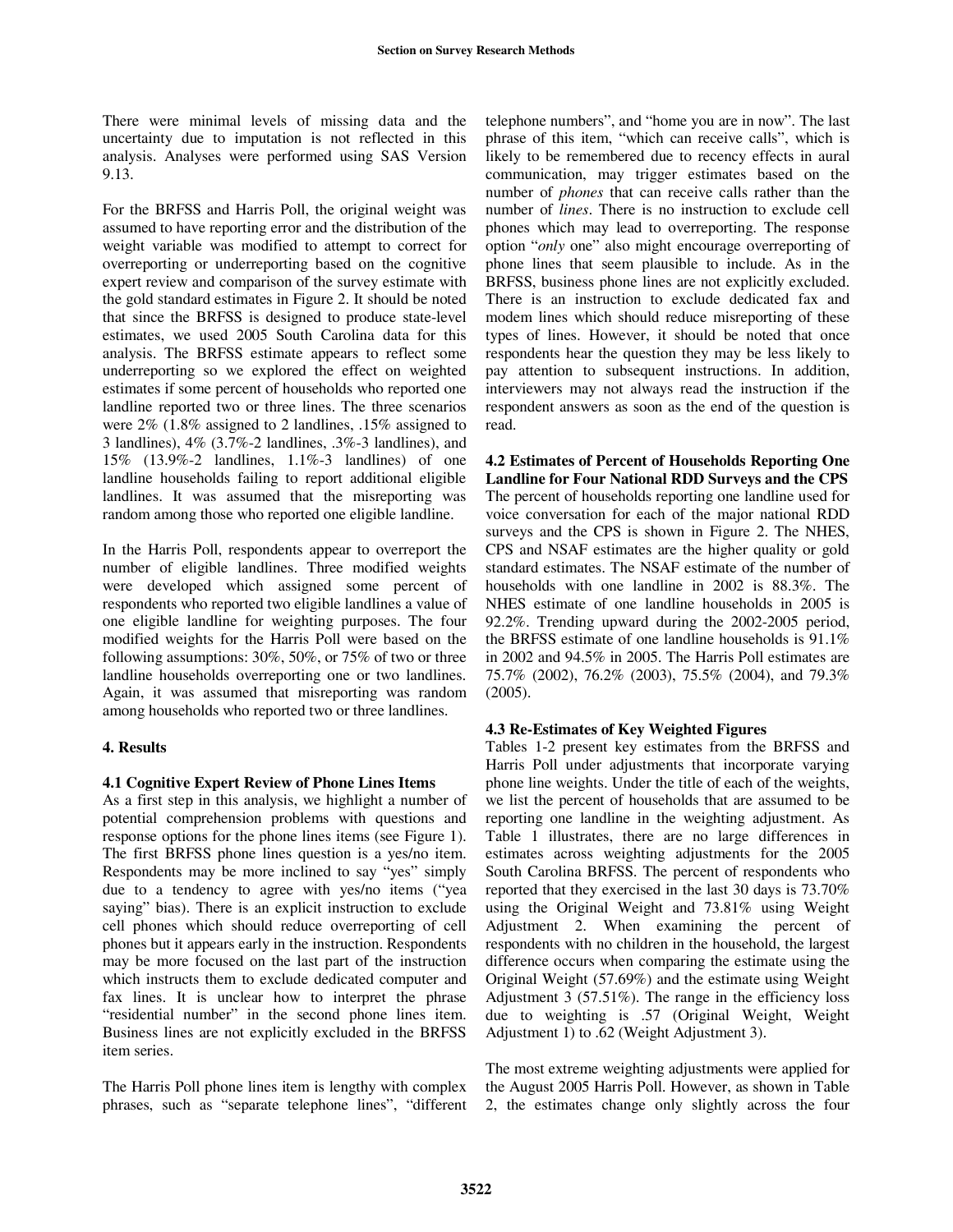There were minimal levels of missing data and the uncertainty due to imputation is not reflected in this analysis. Analyses were performed using SAS Version 9.13.

For the BRFSS and Harris Poll, the original weight was assumed to have reporting error and the distribution of the weight variable was modified to attempt to correct for overreporting or underreporting based on the cognitive expert review and comparison of the survey estimate with the gold standard estimates in Figure 2. It should be noted that since the BRFSS is designed to produce state-level estimates, we used 2005 South Carolina data for this analysis. The BRFSS estimate appears to reflect some underreporting so we explored the effect on weighted estimates if some percent of households who reported one landline reported two or three lines. The three scenarios were 2% (1.8% assigned to 2 landlines, .15% assigned to 3 landlines), 4% (3.7%-2 landlines, .3%-3 landlines), and 15% (13.9%-2 landlines, 1.1%-3 landlines) of one landline households failing to report additional eligible landlines. It was assumed that the misreporting was random among those who reported one eligible landline.

In the Harris Poll, respondents appear to overreport the number of eligible landlines. Three modified weights were developed which assigned some percent of respondents who reported two eligible landlines a value of one eligible landline for weighting purposes. The four modified weights for the Harris Poll were based on the following assumptions: 30%, 50%, or 75% of two or three landline households overreporting one or two landlines. Again, it was assumed that misreporting was random among households who reported two or three landlines.

## 4. Results

### 4.1 Cognitive Expert Review of Phone Lines Items

As a first step in this analysis, we highlight a number of potential comprehension problems with questions and response options for the phone lines items (see Figure 1). The first BRFSS phone lines question is a yes/no item. Respondents may be more inclined to say "yes" simply due to a tendency to agree with yes/no items ("yea saying" bias). There is an explicit instruction to exclude cell phones which should reduce overreporting of cell phones but it appears early in the instruction. Respondents may be more focused on the last part of the instruction which instructs them to exclude dedicated computer and fax lines. It is unclear how to interpret the phrase "residential number" in the second phone lines item. Business lines are not explicitly excluded in the BRFSS item series.

The Harris Poll phone lines item is lengthy with complex phrases, such as "separate telephone lines", "different telephone numbers", and "home you are in now". The last phrase of this item, "which can receive calls", which is likely to be remembered due to recency effects in aural communication, may trigger estimates based on the number of *phones* that can receive calls rather than the number of *lines*. There is no instruction to exclude cell phones which may lead to overreporting. The response option "*only* one" also might encourage overreporting of phone lines that seem plausible to include. As in the BRFSS, business phone lines are not explicitly excluded. There is an instruction to exclude dedicated fax and modem lines which should reduce misreporting of these types of lines. However, it should be noted that once respondents hear the question they may be less likely to pay attention to subsequent instructions. In addition, interviewers may not always read the instruction if the respondent answers as soon as the end of the question is read.

### 4.2 Estimates of Percent of Households Reporting One Landline for Four National RDD Surveys and the CPS

The percent of households reporting one landline used for voice conversation for each of the major national RDD surveys and the CPS is shown in Figure 2. The NHES, CPS and NSAF estimates are the higher quality or gold standard estimates. The NSAF estimate of the number of households with one landline in 2002 is 88.3%. The NHES estimate of one landline households in 2005 is 92.2%. Trending upward during the 2002-2005 period, the BRFSS estimate of one landline households is 91.1% in 2002 and 94.5% in 2005. The Harris Poll estimates are 75.7% (2002), 76.2% (2003), 75.5% (2004), and 79.3% (2005).

### 4.3 Re-Estimates of Key Weighted Figures

Tables 1-2 present key estimates from the BRFSS and Harris Poll under adjustments that incorporate varying phone line weights. Under the title of each of the weights, we list the percent of households that are assumed to be reporting one landline in the weighting adjustment. As Table 1 illustrates, there are no large differences in estimates across weighting adjustments for the 2005 South Carolina BRFSS. The percent of respondents who reported that they exercised in the last 30 days is 73.70% using the Original Weight and 73.81% using Weight Adjustment 2. When examining the percent of respondents with no children in the household, the largest difference occurs when comparing the estimate using the Original Weight (57.69%) and the estimate using Weight Adjustment 3 (57.51%). The range in the efficiency loss due to weighting is .57 (Original Weight, Weight Adjustment 1) to .62 (Weight Adjustment 3).

The most extreme weighting adjustments were applied for the August 2005 Harris Poll. However, as shown in Table 2, the estimates change only slightly across the four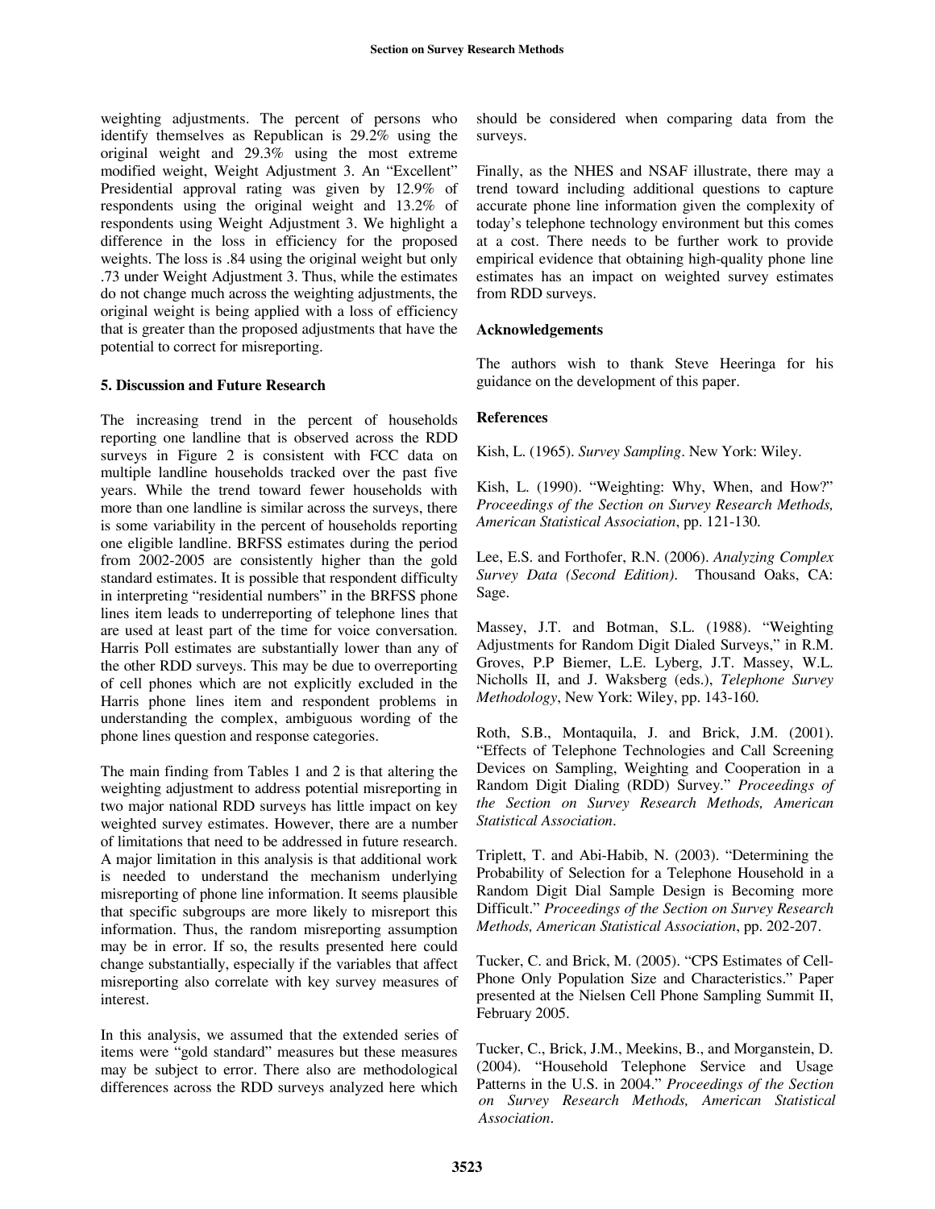weighting adjustments. The percent of persons who identify themselves as Republican is 29.2% using the original weight and 29.3% using the most extreme modified weight, Weight Adjustment 3. An "Excellent" Presidential approval rating was given by 12.9% of respondents using the original weight and 13.2% of respondents using Weight Adjustment 3. We highlight a difference in the loss in efficiency for the proposed weights. The loss is .84 using the original weight but only .73 under Weight Adjustment 3. Thus, while the estimates do not change much across the weighting adjustments, the original weight is being applied with a loss of efficiency that is greater than the proposed adjustments that have the potential to correct for misreporting.

## 5. Discussion and Future Research

The increasing trend in the percent of households reporting one landline that is observed across the RDD surveys in Figure 2 is consistent with FCC data on multiple landline households tracked over the past five years. While the trend toward fewer households with more than one landline is similar across the surveys, there is some variability in the percent of households reporting one eligible landline. BRFSS estimates during the period from 2002-2005 are consistently higher than the gold standard estimates. It is possible that respondent difficulty in interpreting "residential numbers" in the BRFSS phone lines item leads to underreporting of telephone lines that are used at least part of the time for voice conversation. Harris Poll estimates are substantially lower than any of the other RDD surveys. This may be due to overreporting of cell phones which are not explicitly excluded in the Harris phone lines item and respondent problems in understanding the complex, ambiguous wording of the phone lines question and response categories.

The main finding from Tables 1 and 2 is that altering the weighting adjustment to address potential misreporting in two major national RDD surveys has little impact on key weighted survey estimates. However, there are a number of limitations that need to be addressed in future research. A major limitation in this analysis is that additional work is needed to understand the mechanism underlying misreporting of phone line information. It seems plausible that specific subgroups are more likely to misreport this information. Thus, the random misreporting assumption may be in error. If so, the results presented here could change substantially, especially if the variables that affect misreporting also correlate with key survey measures of interest.

In this analysis, we assumed that the extended series of items were "gold standard" measures but these measures may be subject to error. There also are methodological differences across the RDD surveys analyzed here which should be considered when comparing data from the surveys.

Finally, as the NHES and NSAF illustrate, there may a trend toward including additional questions to capture accurate phone line information given the complexity of today's telephone technology environment but this comes at a cost. There needs to be further work to provide empirical evidence that obtaining high-quality phone line estimates has an impact on weighted survey estimates from RDD surveys.

### Acknowledgements

The authors wish to thank Steve Heeringa for his guidance on the development of this paper.

### References

Kish, L. (1965). *Survey Sampling*. New York: Wiley.

Kish, L. (1990). "Weighting: Why, When, and How?" *Proceedings of the Section on Survey Research Methods, American Statistical Association*, pp. 121-130.

Lee, E.S. and Forthofer, R.N. (2006). *Analyzing Complex Survey Data (Second Edition)*. Thousand Oaks, CA: Sage.

Massey, J.T. and Botman, S.L. (1988). "Weighting Adjustments for Random Digit Dialed Surveys," in R.M. Groves, P.P Biemer, L.E. Lyberg, J.T. Massey, W.L. Nicholls II, and J. Waksberg (eds.), *Telephone Survey Methodology*, New York: Wiley, pp. 143-160.

Roth, S.B., Montaquila, J. and Brick, J.M. (2001). "Effects of Telephone Technologies and Call Screening Devices on Sampling, Weighting and Cooperation in a Random Digit Dialing (RDD) Survey." *Proceedings of the Section on Survey Research Methods, American Statistical Association*.

Triplett, T. and Abi-Habib, N. (2003). "Determining the Probability of Selection for a Telephone Household in a Random Digit Dial Sample Design is Becoming more Difficult." *Proceedings of the Section on Survey Research Methods, American Statistical Association*, pp. 202-207.

Tucker, C. and Brick, M. (2005). "CPS Estimates of Cell-Phone Only Population Size and Characteristics." Paper presented at the Nielsen Cell Phone Sampling Summit II, February 2005.

Tucker, C., Brick, J.M., Meekins, B., and Morganstein, D. (2004). "Household Telephone Service and Usage Patterns in the U.S. in 2004." *Proceedings of the Section on Survey Research Methods, American Statistical Association*.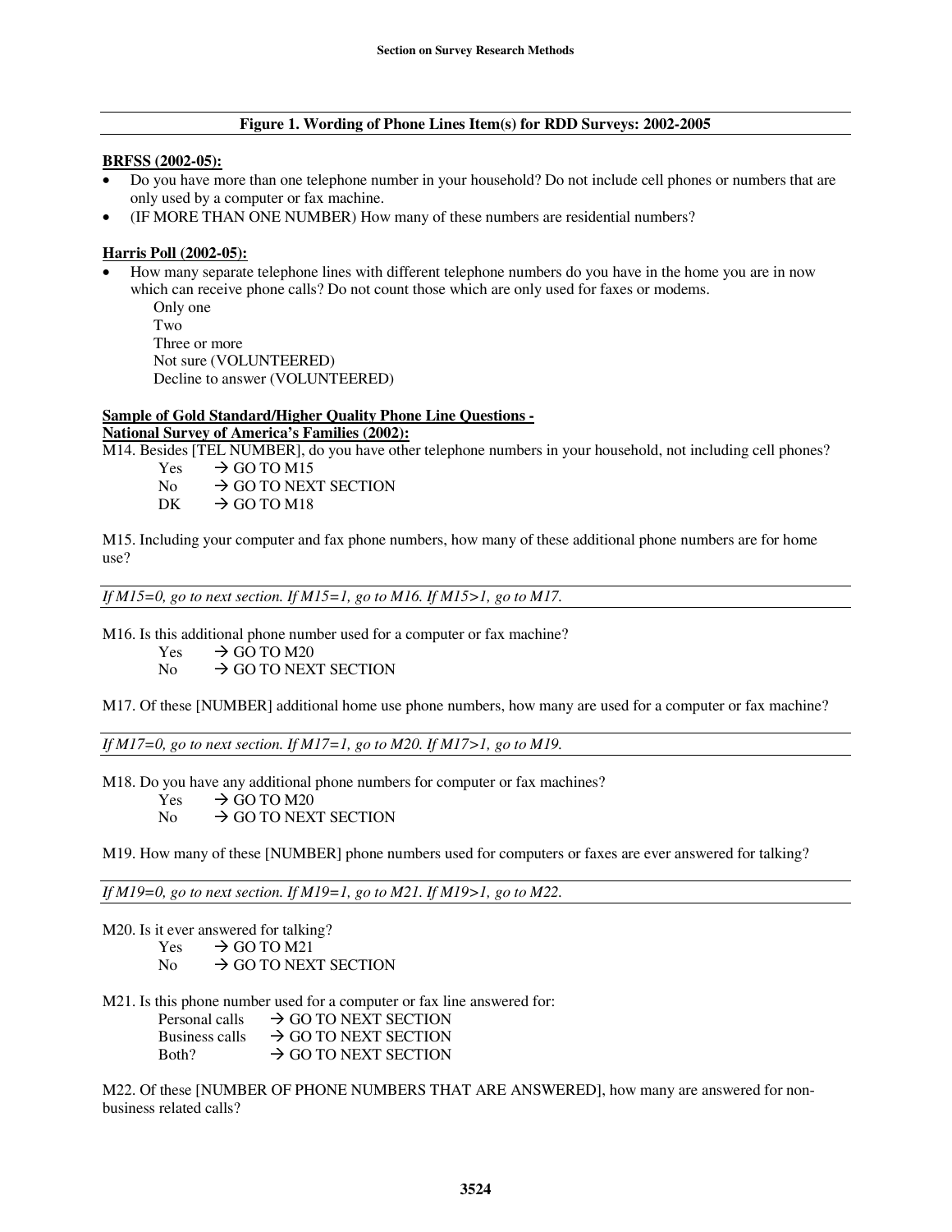**Figure 1. Wording of Phone Lines Item(s) for RDD Surveys: 2002-2005**

**BRFSS (2002-05):**

- Do you have more than one telephone number in your household? Do not include cell phones or numbers that are only used by a computer or fax machine.
- (IF MORE THAN ONE NUMBER) How many of these numbers are residential numbers?

**Harris Poll (2002-05):**

- How many separate telephone lines with different telephone numbers do you have in the home you are in now which can receive phone calls? Do not count those which are only used for faxes or modems.
  - Only one
  - Two
  - Three or more
  - Not sure (VOLUNTEERED)
  - Decline to answer (VOLUNTEERED)

**Sample of Gold Standard/Higher Quality Phone Line Questions -**
**National Survey of America's Families (2002):**

M14. Besides [TEL NUMBER], do you have other telephone numbers in your household, not including cell phones?

- Yes → GO TO M15
- No → GO TO NEXT SECTION
- DK → GO TO M18

M15. Including your computer and fax phone numbers, how many of these additional phone numbers are for home use?

*If M15=0, go to next section. If M15=1, go to M16. If M15>1, go to M17.*

M16. Is this additional phone number used for a computer or fax machine?

- Yes → GO TO M20
- No → GO TO NEXT SECTION

M17. Of these [NUMBER] additional home use phone numbers, how many are used for a computer or fax machine?

*If M17=0, go to next section. If M17=1, go to M20. If M17>1, go to M19.*

M18. Do you have any additional phone numbers for computer or fax machines?

- Yes → GO TO M20
- No → GO TO NEXT SECTION

M19. How many of these [NUMBER] phone numbers used for computers or faxes are ever answered for talking?

*If M19=0, go to next section. If M19=1, go to M21. If M19>1, go to M22.*

M20. Is it ever answered for talking?

- Yes → GO TO M21
- No → GO TO NEXT SECTION

M21. Is this phone number used for a computer or fax line answered for:

- Personal calls → GO TO NEXT SECTION
- Business calls → GO TO NEXT SECTION
- Both? → GO TO NEXT SECTION

M22. Of these [NUMBER OF PHONE NUMBERS THAT ARE ANSWERED], how many are answered for non-business related calls?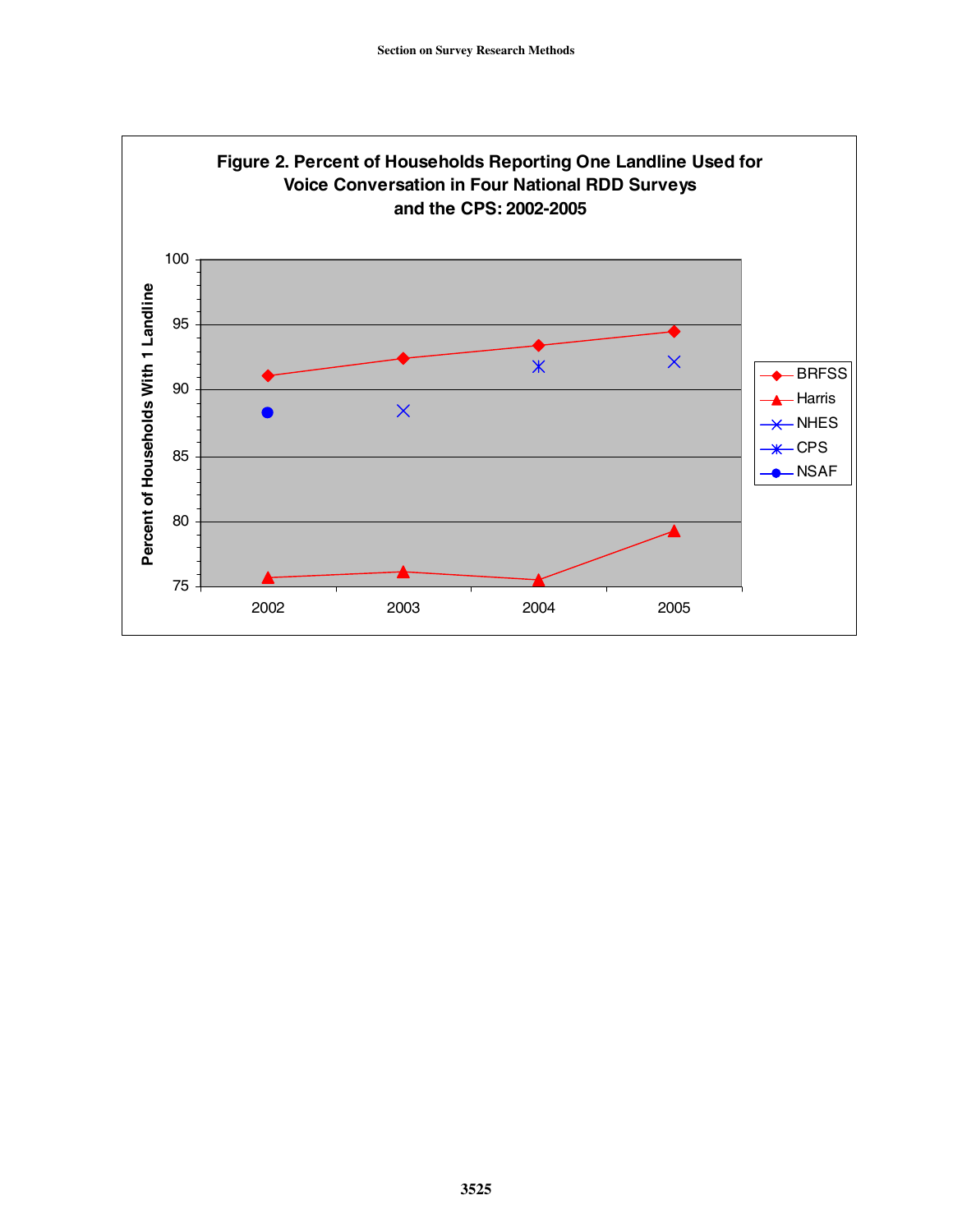**Figure 2. Percent of Households Reporting One Landline Used for Voice Conversation in Four National RDD Surveys and the CPS: 2002-2005**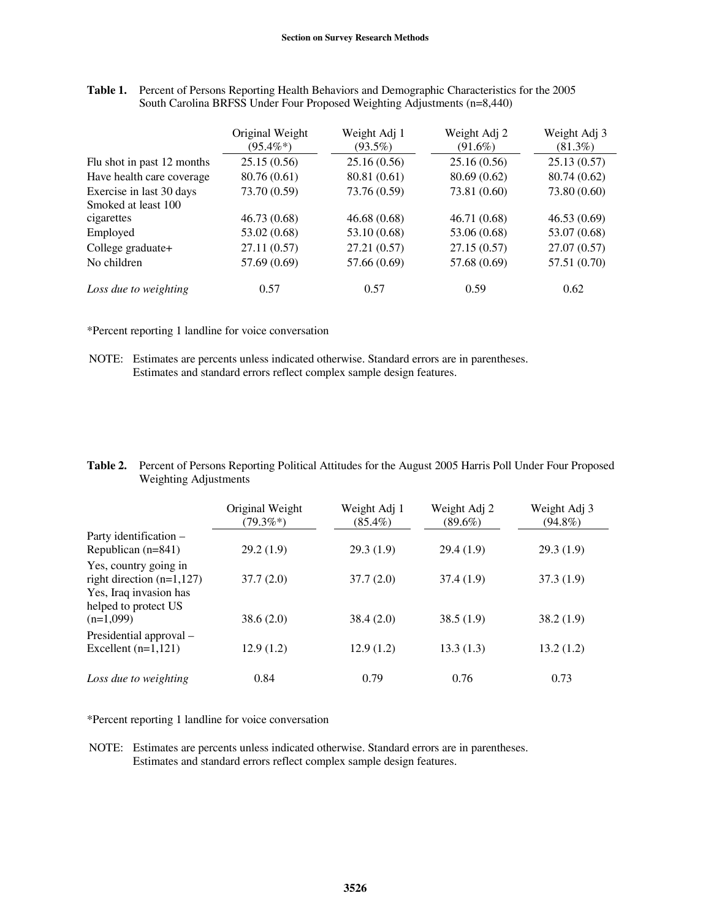**Table 1.** Percent of Persons Reporting Health Behaviors and Demographic Characteristics for the 2005 South Carolina BRFSS Under Four Proposed Weighting Adjustments (n=8,440)

| | Original Weight (95.4%*) | Weight Adj 1 (93.5%) | Weight Adj 2 (91.6%) | Weight Adj 3 (81.3%) |
|---|---|---|---|---|
| Flu shot in past 12 months | 25.15 (0.56) | 25.16 (0.56) | 25.16 (0.56) | 25.13 (0.57) |
| Have health care coverage | 80.76 (0.61) | 80.81 (0.61) | 80.69 (0.62) | 80.74 (0.62) |
| Exercise in last 30 days | 73.70 (0.59) | 73.76 (0.59) | 73.81 (0.60) | 73.80 (0.60) |
| Smoked at least 100 cigarettes | 46.73 (0.68) | 46.68 (0.68) | 46.71 (0.68) | 46.53 (0.69) |
| Employed | 53.02 (0.68) | 53.10 (0.68) | 53.06 (0.68) | 53.07 (0.68) |
| College graduate+ | 27.11 (0.57) | 27.21 (0.57) | 27.15 (0.57) | 27.07 (0.57) |
| No children | 57.69 (0.69) | 57.66 (0.69) | 57.68 (0.69) | 57.51 (0.70) |
| *Loss due to weighting* | 0.57 | 0.57 | 0.59 | 0.62 |

*Percent reporting 1 landline for voice conversation

NOTE: Estimates are percents unless indicated otherwise. Standard errors are in parentheses. Estimates and standard errors reflect complex sample design features.

**Table 2.** Percent of Persons Reporting Political Attitudes for the August 2005 Harris Poll Under Four Proposed Weighting Adjustments

| | Original Weight (79.3%*) | Weight Adj 1 (85.4%) | Weight Adj 2 (89.6%) | Weight Adj 3 (94.8%) |
|---|---|---|---|---|
| Party identification – Republican (n=841) | 29.2 (1.9) | 29.3 (1.9) | 29.4 (1.9) | 29.3 (1.9) |
| Yes, country going in right direction (n=1,127) | 37.7 (2.0) | 37.7 (2.0) | 37.4 (1.9) | 37.3 (1.9) |
| Yes, Iraq invasion has helped to protect US (n=1,099) | 38.6 (2.0) | 38.4 (2.0) | 38.5 (1.9) | 38.2 (1.9) |
| Presidential approval – Excellent (n=1,121) | 12.9 (1.2) | 12.9 (1.2) | 13.3 (1.3) | 13.2 (1.2) |
| *Loss due to weighting* | 0.84 | 0.79 | 0.76 | 0.73 |

*Percent reporting 1 landline for voice conversation

NOTE: Estimates are percents unless indicated otherwise. Standard errors are in parentheses. Estimates and standard errors reflect complex sample design features.